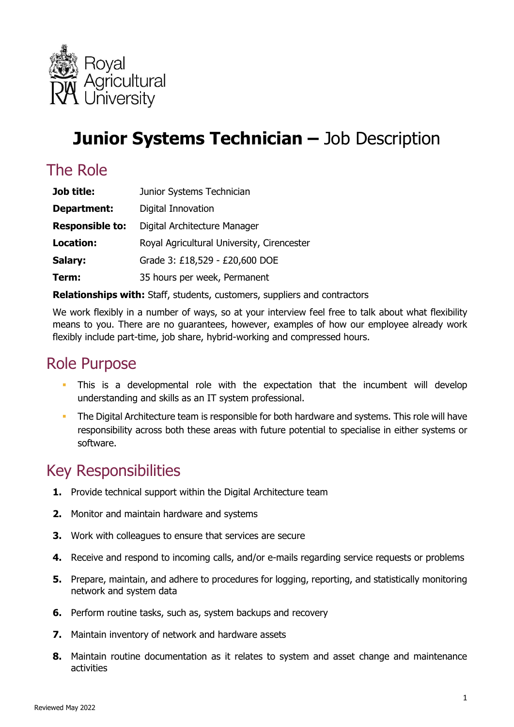Royal Agricultural University

# **Junior Systems Technician –** Job Description

## The Role

| | |
|---|---|
| **Job title:** | Junior Systems Technician |
| **Department:** | Digital Innovation |
| **Responsible to:** | Digital Architecture Manager |
| **Location:** | Royal Agricultural University, Cirencester |
| **Salary:** | Grade 3: £18,529 - £20,600 DOE |
| **Term:** | 35 hours per week, Permanent |

**Relationships with:** Staff, students, customers, suppliers and contractors

We work flexibly in a number of ways, so at your interview feel free to talk about what flexibility means to you. There are no guarantees, however, examples of how our employee already work flexibly include part-time, job share, hybrid-working and compressed hours.

## Role Purpose

- This is a developmental role with the expectation that the incumbent will develop understanding and skills as an IT system professional.
- The Digital Architecture team is responsible for both hardware and systems. This role will have responsibility across both these areas with future potential to specialise in either systems or software.

## Key Responsibilities

1. Provide technical support within the Digital Architecture team
2. Monitor and maintain hardware and systems
3. Work with colleagues to ensure that services are secure
4. Receive and respond to incoming calls, and/or e-mails regarding service requests or problems
5. Prepare, maintain, and adhere to procedures for logging, reporting, and statistically monitoring network and system data
6. Perform routine tasks, such as, system backups and recovery
7. Maintain inventory of network and hardware assets
8. Maintain routine documentation as it relates to system and asset change and maintenance activities

Reviewed May 2022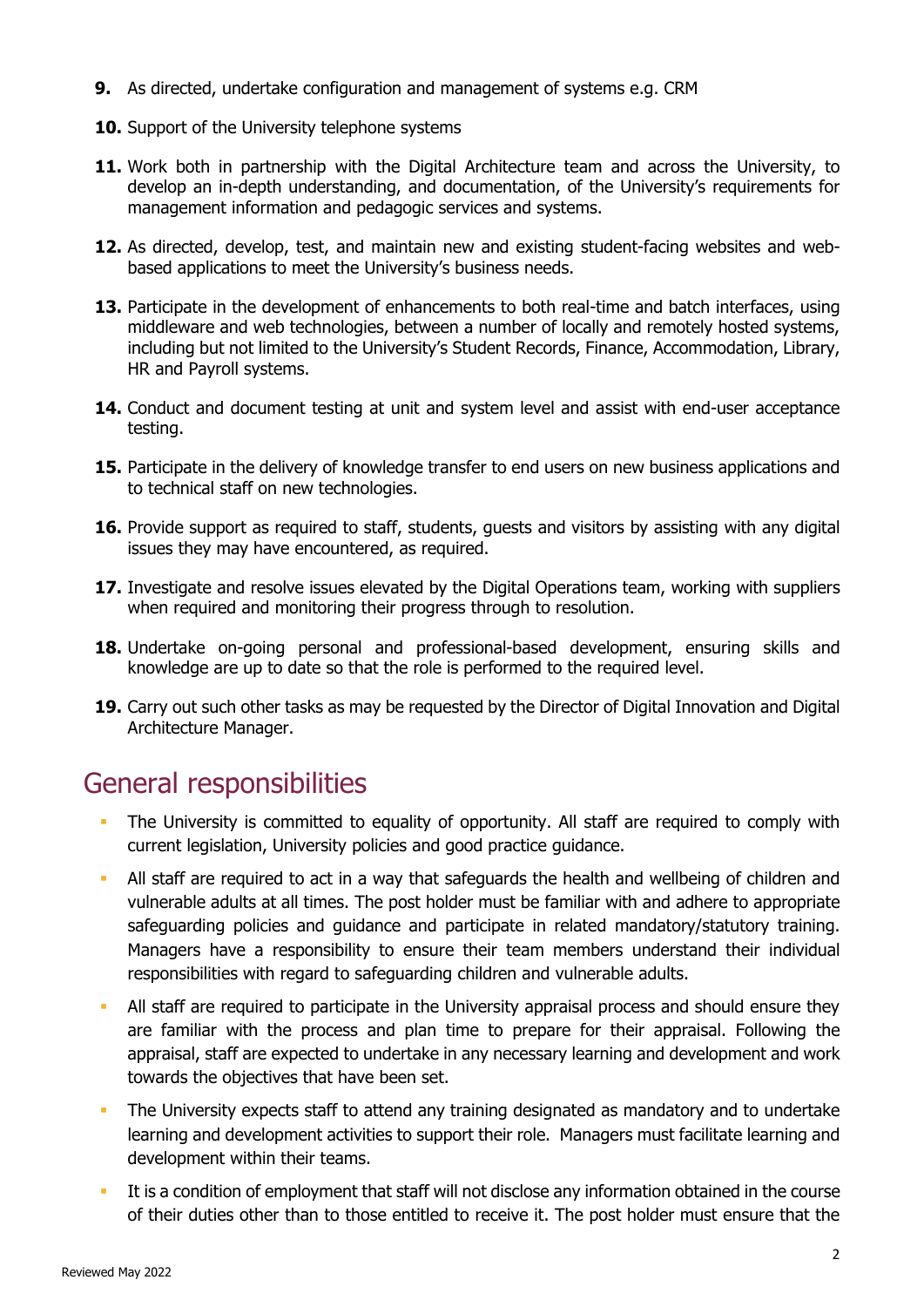9. As directed, undertake configuration and management of systems e.g. CRM

10. Support of the University telephone systems

11. Work both in partnership with the Digital Architecture team and across the University, to develop an in-depth understanding, and documentation, of the University's requirements for management information and pedagogic services and systems.

12. As directed, develop, test, and maintain new and existing student-facing websites and web-based applications to meet the University's business needs.

13. Participate in the development of enhancements to both real-time and batch interfaces, using middleware and web technologies, between a number of locally and remotely hosted systems, including but not limited to the University's Student Records, Finance, Accommodation, Library, HR and Payroll systems.

14. Conduct and document testing at unit and system level and assist with end-user acceptance testing.

15. Participate in the delivery of knowledge transfer to end users on new business applications and to technical staff on new technologies.

16. Provide support as required to staff, students, guests and visitors by assisting with any digital issues they may have encountered, as required.

17. Investigate and resolve issues elevated by the Digital Operations team, working with suppliers when required and monitoring their progress through to resolution.

18. Undertake on-going personal and professional-based development, ensuring skills and knowledge are up to date so that the role is performed to the required level.

19. Carry out such other tasks as may be requested by the Director of Digital Innovation and Digital Architecture Manager.

## General responsibilities

- The University is committed to equality of opportunity. All staff are required to comply with current legislation, University policies and good practice guidance.
- All staff are required to act in a way that safeguards the health and wellbeing of children and vulnerable adults at all times. The post holder must be familiar with and adhere to appropriate safeguarding policies and guidance and participate in related mandatory/statutory training. Managers have a responsibility to ensure their team members understand their individual responsibilities with regard to safeguarding children and vulnerable adults.
- All staff are required to participate in the University appraisal process and should ensure they are familiar with the process and plan time to prepare for their appraisal. Following the appraisal, staff are expected to undertake in any necessary learning and development and work towards the objectives that have been set.
- The University expects staff to attend any training designated as mandatory and to undertake learning and development activities to support their role. Managers must facilitate learning and development within their teams.
- It is a condition of employment that staff will not disclose any information obtained in the course of their duties other than to those entitled to receive it. The post holder must ensure that the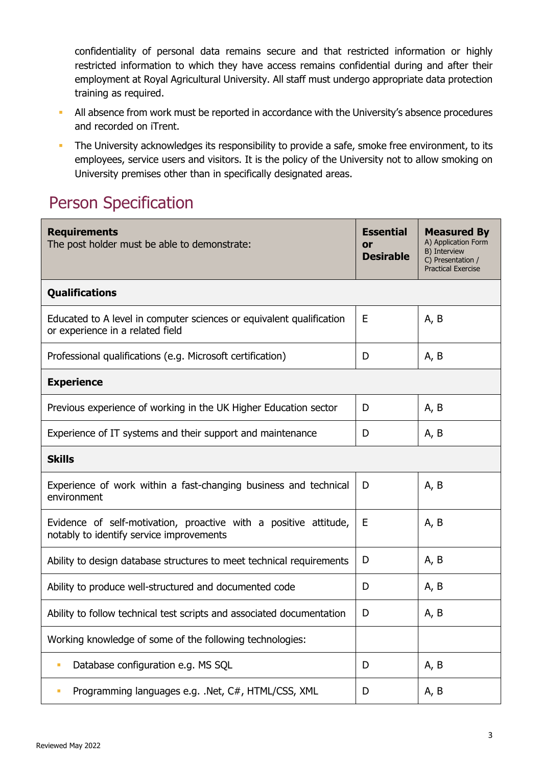confidentiality of personal data remains secure and that restricted information or highly restricted information to which they have access remains confidential during and after their employment at Royal Agricultural University. All staff must undergo appropriate data protection training as required.

- All absence from work must be reported in accordance with the University's absence procedures and recorded on iTrent.
- The University acknowledges its responsibility to provide a safe, smoke free environment, to its employees, service users and visitors. It is the policy of the University not to allow smoking on University premises other than in specifically designated areas.

## Person Specification

| **Requirements**<br>The post holder must be able to demonstrate: | **Essential or Desirable** | **Measured By**<br>A) Application Form<br>B) Interview<br>C) Presentation / Practical Exercise |
|---|---|---|
| **Qualifications** | | |
| Educated to A level in computer sciences or equivalent qualification or experience in a related field | E | A, B |
| Professional qualifications (e.g. Microsoft certification) | D | A, B |
| **Experience** | | |
| Previous experience of working in the UK Higher Education sector | D | A, B |
| Experience of IT systems and their support and maintenance | D | A, B |
| **Skills** | | |
| Experience of work within a fast-changing business and technical environment | D | A, B |
| Evidence of self-motivation, proactive with a positive attitude, notably to identify service improvements | E | A, B |
| Ability to design database structures to meet technical requirements | D | A, B |
| Ability to produce well-structured and documented code | D | A, B |
| Ability to follow technical test scripts and associated documentation | D | A, B |
| Working knowledge of some of the following technologies: | | |
| ▪ Database configuration e.g. MS SQL | D | A, B |
| ▪ Programming languages e.g. .Net, C#, HTML/CSS, XML | D | A, B |

Reviewed May 2022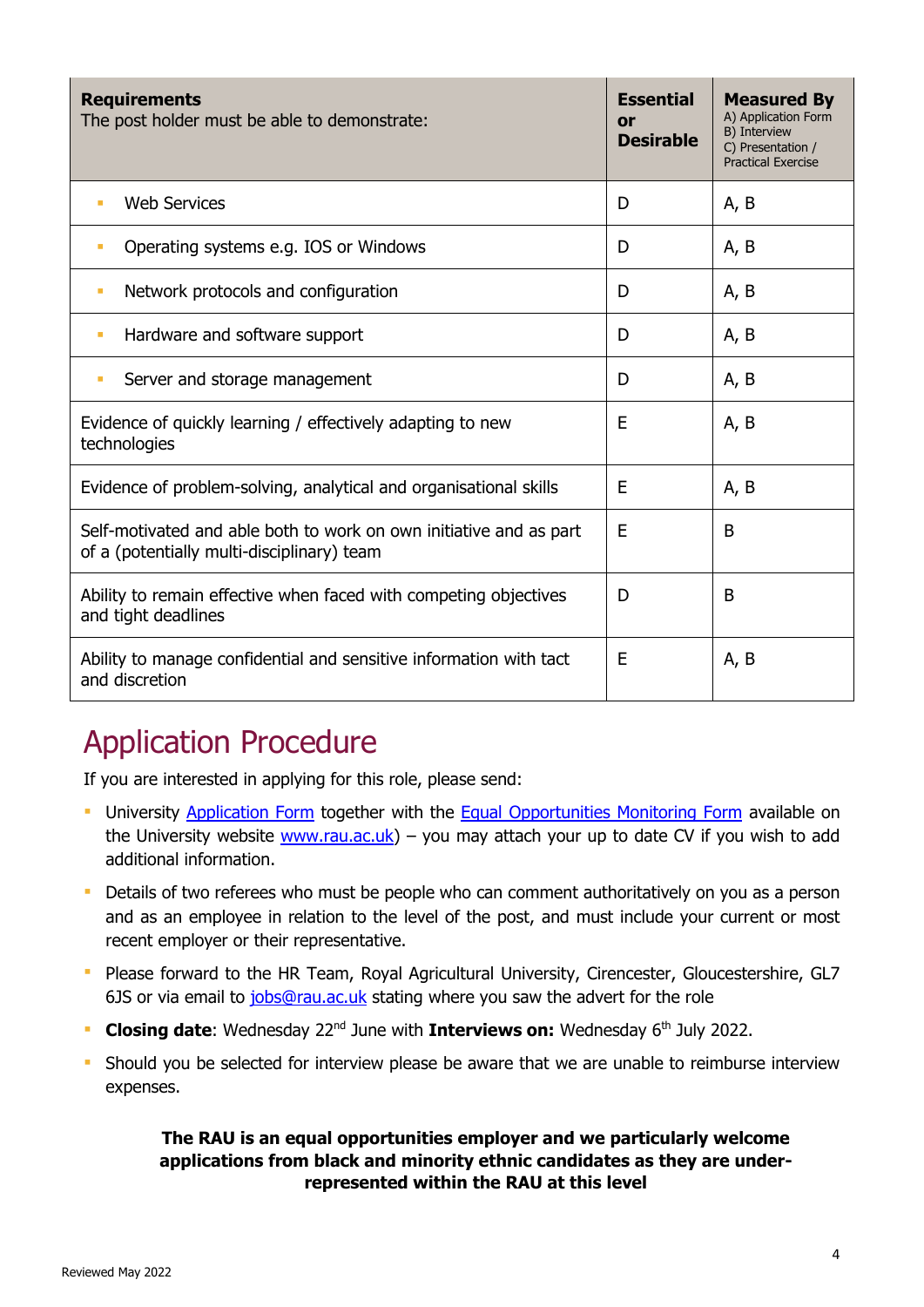| **Requirements**<br>The post holder must be able to demonstrate: | **Essential or Desirable** | **Measured By**<br>A) Application Form<br>B) Interview<br>C) Presentation / Practical Exercise |
|---|---|---|
| ▪ Web Services | D | A, B |
| ▪ Operating systems e.g. IOS or Windows | D | A, B |
| ▪ Network protocols and configuration | D | A, B |
| ▪ Hardware and software support | D | A, B |
| ▪ Server and storage management | D | A, B |
| Evidence of quickly learning / effectively adapting to new technologies | E | A, B |
| Evidence of problem-solving, analytical and organisational skills | E | A, B |
| Self-motivated and able both to work on own initiative and as part of a (potentially multi-disciplinary) team | E | B |
| Ability to remain effective when faced with competing objectives and tight deadlines | D | B |
| Ability to manage confidential and sensitive information with tact and discretion | E | A, B |

# Application Procedure

If you are interested in applying for this role, please send:

- University Application Form together with the Equal Opportunities Monitoring Form available on the University website www.rau.ac.uk) – you may attach your up to date CV if you wish to add additional information.
- Details of two referees who must be people who can comment authoritatively on you as a person and as an employee in relation to the level of the post, and must include your current or most recent employer or their representative.
- Please forward to the HR Team, Royal Agricultural University, Cirencester, Gloucestershire, GL7 6JS or via email to jobs@rau.ac.uk stating where you saw the advert for the role
- **Closing date**: Wednesday 22nd June with **Interviews on:** Wednesday 6th July 2022.
- Should you be selected for interview please be aware that we are unable to reimburse interview expenses.

**The RAU is an equal opportunities employer and we particularly welcome applications from black and minority ethnic candidates as they are under-represented within the RAU at this level**

Reviewed May 2022